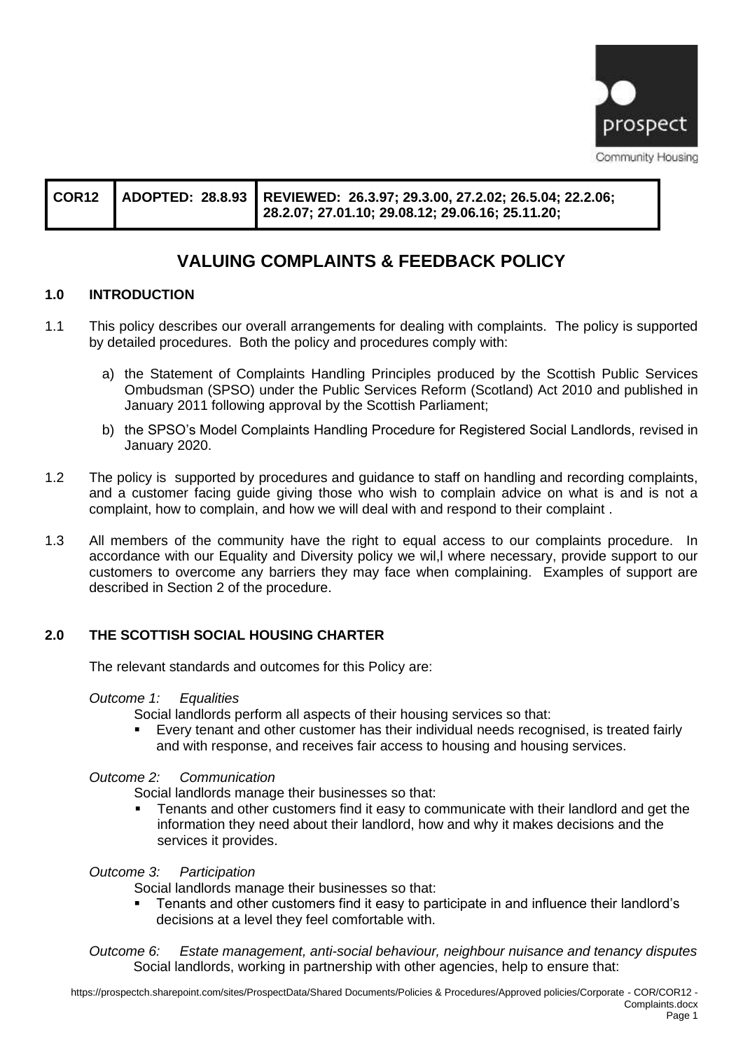| COR12 | ADOPTED: 28.8.93 | REVIEWED: 26.3.97; 29.3.00, 27.2.02; 26.5.04; 22.2.06; 28.2.07; 27.01.10; 29.08.12; 29.06.16; 25.11.20; |
|---|---|---|

# VALUING COMPLAINTS & FEEDBACK POLICY

## 1.0 INTRODUCTION

1.1 This policy describes our overall arrangements for dealing with complaints. The policy is supported by detailed procedures. Both the policy and procedures comply with:

a) the Statement of Complaints Handling Principles produced by the Scottish Public Services Ombudsman (SPSO) under the Public Services Reform (Scotland) Act 2010 and published in January 2011 following approval by the Scottish Parliament;

b) the SPSO's Model Complaints Handling Procedure for Registered Social Landlords, revised in January 2020.

1.2 The policy is supported by procedures and guidance to staff on handling and recording complaints, and a customer facing guide giving those who wish to complain advice on what is and is not a complaint, how to complain, and how we will deal with and respond to their complaint .

1.3 All members of the community have the right to equal access to our complaints procedure. In accordance with our Equality and Diversity policy we wil,l where necessary, provide support to our customers to overcome any barriers they may face when complaining. Examples of support are described in Section 2 of the procedure.

## 2.0 THE SCOTTISH SOCIAL HOUSING CHARTER

The relevant standards and outcomes for this Policy are:

*Outcome 1: Equalities*

Social landlords perform all aspects of their housing services so that:

- Every tenant and other customer has their individual needs recognised, is treated fairly and with response, and receives fair access to housing and housing services.

*Outcome 2: Communication*

Social landlords manage their businesses so that:

- Tenants and other customers find it easy to communicate with their landlord and get the information they need about their landlord, how and why it makes decisions and the services it provides.

*Outcome 3: Participation*

Social landlords manage their businesses so that:

- Tenants and other customers find it easy to participate in and influence their landlord's decisions at a level they feel comfortable with.

*Outcome 6: Estate management, anti-social behaviour, neighbour nuisance and tenancy disputes*

Social landlords, working in partnership with other agencies, help to ensure that: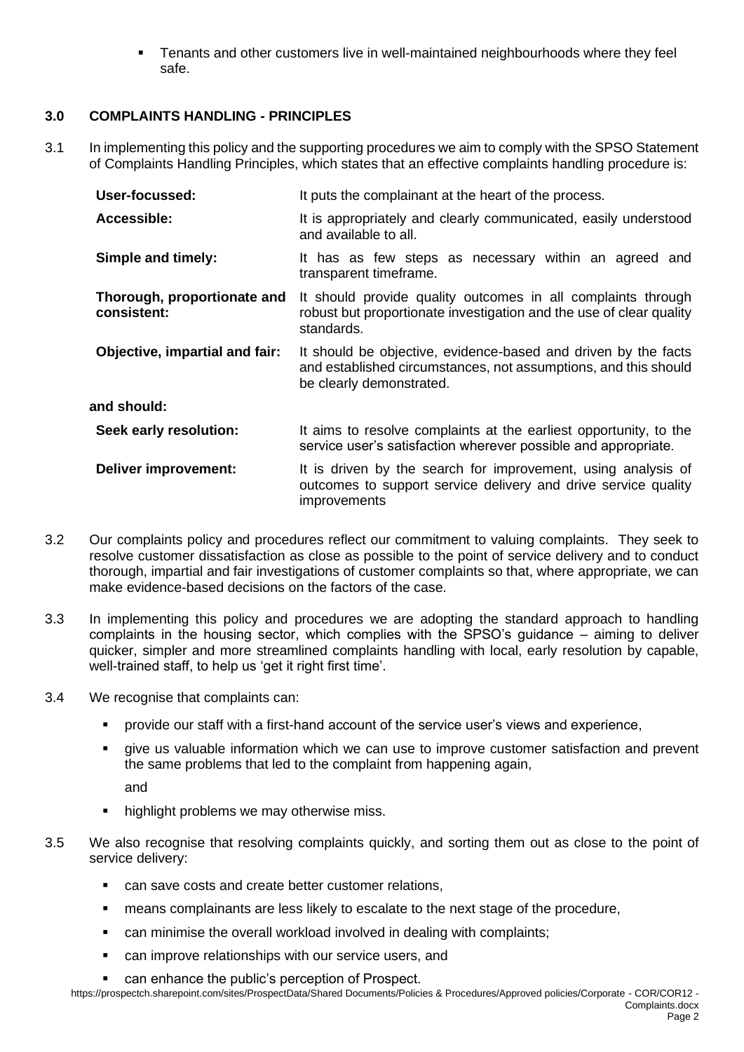- Tenants and other customers live in well-maintained neighbourhoods where they feel safe.

## 3.0 COMPLAINTS HANDLING - PRINCIPLES

3.1 In implementing this policy and the supporting procedures we aim to comply with the SPSO Statement of Complaints Handling Principles, which states that an effective complaints handling procedure is:

| | |
|---|---|
| **User-focussed:** | It puts the complainant at the heart of the process. |
| **Accessible:** | It is appropriately and clearly communicated, easily understood and available to all. |
| **Simple and timely:** | It has as few steps as necessary within an agreed and transparent timeframe. |
| **Thorough, proportionate and consistent:** | It should provide quality outcomes in all complaints through robust but proportionate investigation and the use of clear quality standards. |
| **Objective, impartial and fair:** | It should be objective, evidence-based and driven by the facts and established circumstances, not assumptions, and this should be clearly demonstrated. |
| **and should:** | |
| **Seek early resolution:** | It aims to resolve complaints at the earliest opportunity, to the service user's satisfaction wherever possible and appropriate. |
| **Deliver improvement:** | It is driven by the search for improvement, using analysis of outcomes to support service delivery and drive service quality improvements |

3.2 Our complaints policy and procedures reflect our commitment to valuing complaints. They seek to resolve customer dissatisfaction as close as possible to the point of service delivery and to conduct thorough, impartial and fair investigations of customer complaints so that, where appropriate, we can make evidence-based decisions on the factors of the case.

3.3 In implementing this policy and procedures we are adopting the standard approach to handling complaints in the housing sector, which complies with the SPSO's guidance – aiming to deliver quicker, simpler and more streamlined complaints handling with local, early resolution by capable, well-trained staff, to help us 'get it right first time'.

3.4 We recognise that complaints can:

- provide our staff with a first-hand account of the service user's views and experience,
- give us valuable information which we can use to improve customer satisfaction and prevent the same problems that led to the complaint from happening again,

  and
- highlight problems we may otherwise miss.

3.5 We also recognise that resolving complaints quickly, and sorting them out as close to the point of service delivery:

- can save costs and create better customer relations,
- means complainants are less likely to escalate to the next stage of the procedure,
- can minimise the overall workload involved in dealing with complaints;
- can improve relationships with our service users, and
- can enhance the public's perception of Prospect.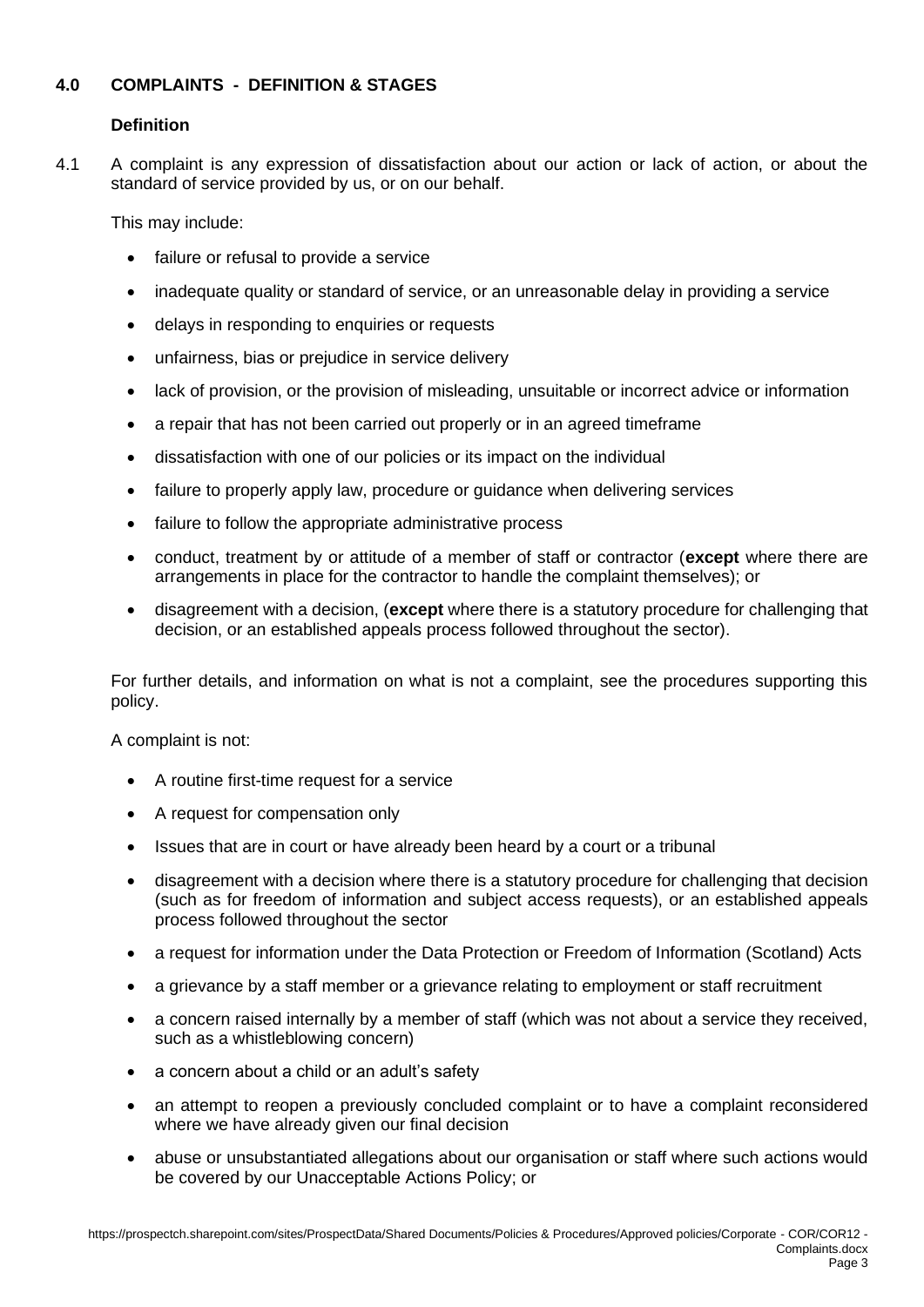## 4.0 COMPLAINTS - DEFINITION & STAGES

### Definition

4.1 A complaint is any expression of dissatisfaction about our action or lack of action, or about the standard of service provided by us, or on our behalf.

This may include:

- failure or refusal to provide a service
- inadequate quality or standard of service, or an unreasonable delay in providing a service
- delays in responding to enquiries or requests
- unfairness, bias or prejudice in service delivery
- lack of provision, or the provision of misleading, unsuitable or incorrect advice or information
- a repair that has not been carried out properly or in an agreed timeframe
- dissatisfaction with one of our policies or its impact on the individual
- failure to properly apply law, procedure or guidance when delivering services
- failure to follow the appropriate administrative process
- conduct, treatment by or attitude of a member of staff or contractor (**except** where there are arrangements in place for the contractor to handle the complaint themselves); or
- disagreement with a decision, (**except** where there is a statutory procedure for challenging that decision, or an established appeals process followed throughout the sector).

For further details, and information on what is not a complaint, see the procedures supporting this policy.

A complaint is not:

- A routine first-time request for a service
- A request for compensation only
- Issues that are in court or have already been heard by a court or a tribunal
- disagreement with a decision where there is a statutory procedure for challenging that decision (such as for freedom of information and subject access requests), or an established appeals process followed throughout the sector
- a request for information under the Data Protection or Freedom of Information (Scotland) Acts
- a grievance by a staff member or a grievance relating to employment or staff recruitment
- a concern raised internally by a member of staff (which was not about a service they received, such as a whistleblowing concern)
- a concern about a child or an adult's safety
- an attempt to reopen a previously concluded complaint or to have a complaint reconsidered where we have already given our final decision
- abuse or unsubstantiated allegations about our organisation or staff where such actions would be covered by our Unacceptable Actions Policy; or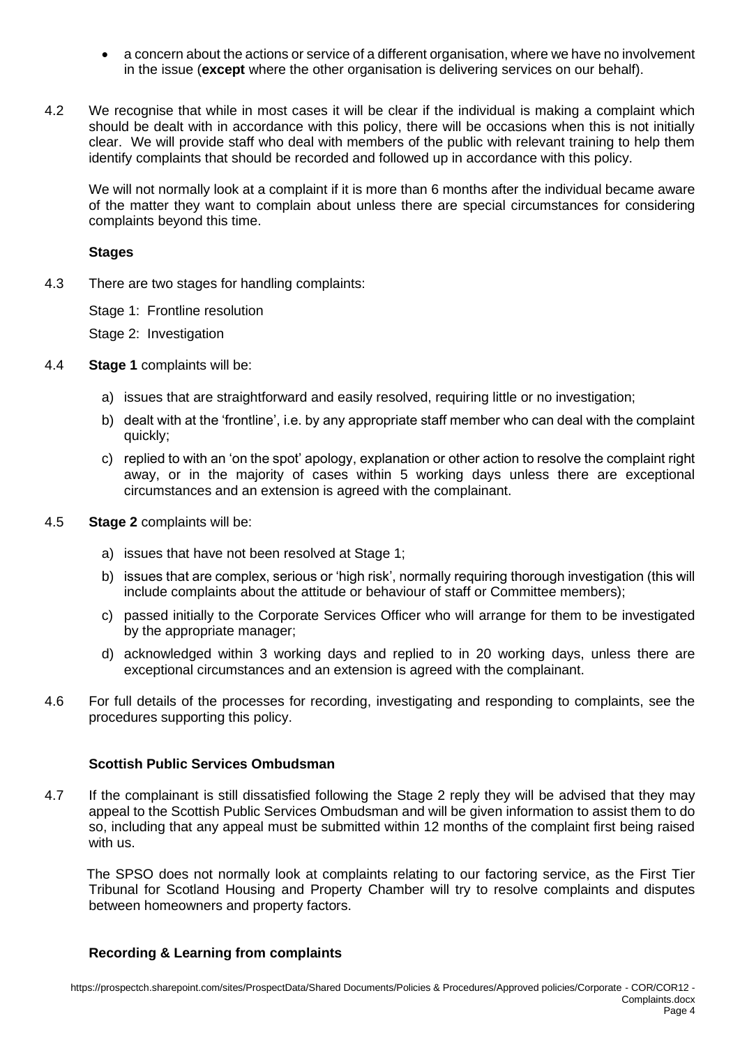- a concern about the actions or service of a different organisation, where we have no involvement in the issue (**except** where the other organisation is delivering services on our behalf).

4.2 We recognise that while in most cases it will be clear if the individual is making a complaint which should be dealt with in accordance with this policy, there will be occasions when this is not initially clear. We will provide staff who deal with members of the public with relevant training to help them identify complaints that should be recorded and followed up in accordance with this policy.

We will not normally look at a complaint if it is more than 6 months after the individual became aware of the matter they want to complain about unless there are special circumstances for considering complaints beyond this time.

**Stages**

4.3 There are two stages for handling complaints:

Stage 1: Frontline resolution

Stage 2: Investigation

4.4 **Stage 1** complaints will be:

a) issues that are straightforward and easily resolved, requiring little or no investigation;

b) dealt with at the 'frontline', i.e. by any appropriate staff member who can deal with the complaint quickly;

c) replied to with an 'on the spot' apology, explanation or other action to resolve the complaint right away, or in the majority of cases within 5 working days unless there are exceptional circumstances and an extension is agreed with the complainant.

4.5 **Stage 2** complaints will be:

a) issues that have not been resolved at Stage 1;

b) issues that are complex, serious or 'high risk', normally requiring thorough investigation (this will include complaints about the attitude or behaviour of staff or Committee members);

c) passed initially to the Corporate Services Officer who will arrange for them to be investigated by the appropriate manager;

d) acknowledged within 3 working days and replied to in 20 working days, unless there are exceptional circumstances and an extension is agreed with the complainant.

4.6 For full details of the processes for recording, investigating and responding to complaints, see the procedures supporting this policy.

**Scottish Public Services Ombudsman**

4.7 If the complainant is still dissatisfied following the Stage 2 reply they will be advised that they may appeal to the Scottish Public Services Ombudsman and will be given information to assist them to do so, including that any appeal must be submitted within 12 months of the complaint first being raised with us.

The SPSO does not normally look at complaints relating to our factoring service, as the First Tier Tribunal for Scotland Housing and Property Chamber will try to resolve complaints and disputes between homeowners and property factors.

**Recording & Learning from complaints**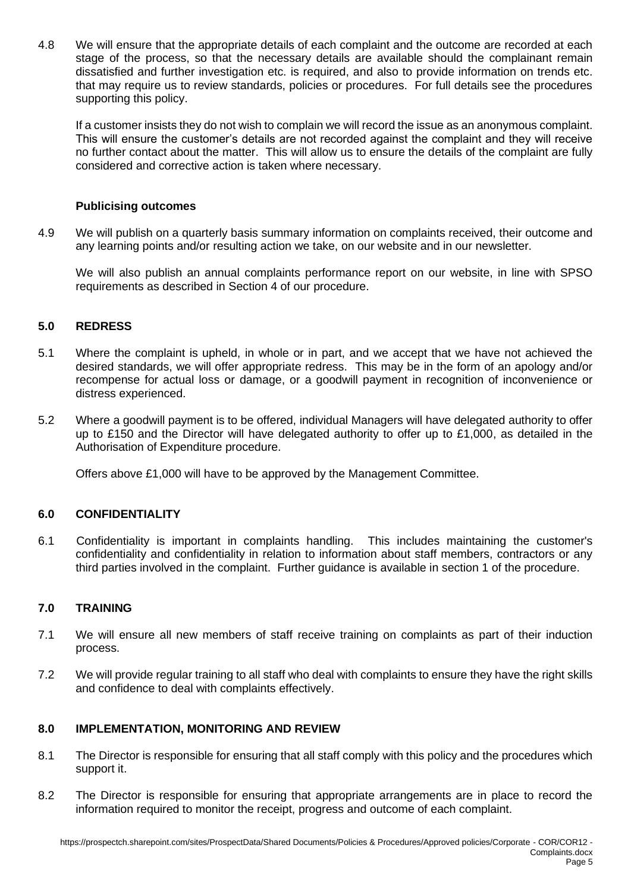4.8 We will ensure that the appropriate details of each complaint and the outcome are recorded at each stage of the process, so that the necessary details are available should the complainant remain dissatisfied and further investigation etc. is required, and also to provide information on trends etc. that may require us to review standards, policies or procedures. For full details see the procedures supporting this policy.

If a customer insists they do not wish to complain we will record the issue as an anonymous complaint. This will ensure the customer's details are not recorded against the complaint and they will receive no further contact about the matter. This will allow us to ensure the details of the complaint are fully considered and corrective action is taken where necessary.

**Publicising outcomes**

4.9 We will publish on a quarterly basis summary information on complaints received, their outcome and any learning points and/or resulting action we take, on our website and in our newsletter.

We will also publish an annual complaints performance report on our website, in line with SPSO requirements as described in Section 4 of our procedure.

## 5.0 REDRESS

5.1 Where the complaint is upheld, in whole or in part, and we accept that we have not achieved the desired standards, we will offer appropriate redress. This may be in the form of an apology and/or recompense for actual loss or damage, or a goodwill payment in recognition of inconvenience or distress experienced.

5.2 Where a goodwill payment is to be offered, individual Managers will have delegated authority to offer up to £150 and the Director will have delegated authority to offer up to £1,000, as detailed in the Authorisation of Expenditure procedure.

Offers above £1,000 will have to be approved by the Management Committee.

## 6.0 CONFIDENTIALITY

6.1 Confidentiality is important in complaints handling. This includes maintaining the customer's confidentiality and confidentiality in relation to information about staff members, contractors or any third parties involved in the complaint. Further guidance is available in section 1 of the procedure.

## 7.0 TRAINING

7.1 We will ensure all new members of staff receive training on complaints as part of their induction process.

7.2 We will provide regular training to all staff who deal with complaints to ensure they have the right skills and confidence to deal with complaints effectively.

## 8.0 IMPLEMENTATION, MONITORING AND REVIEW

8.1 The Director is responsible for ensuring that all staff comply with this policy and the procedures which support it.

8.2 The Director is responsible for ensuring that appropriate arrangements are in place to record the information required to monitor the receipt, progress and outcome of each complaint.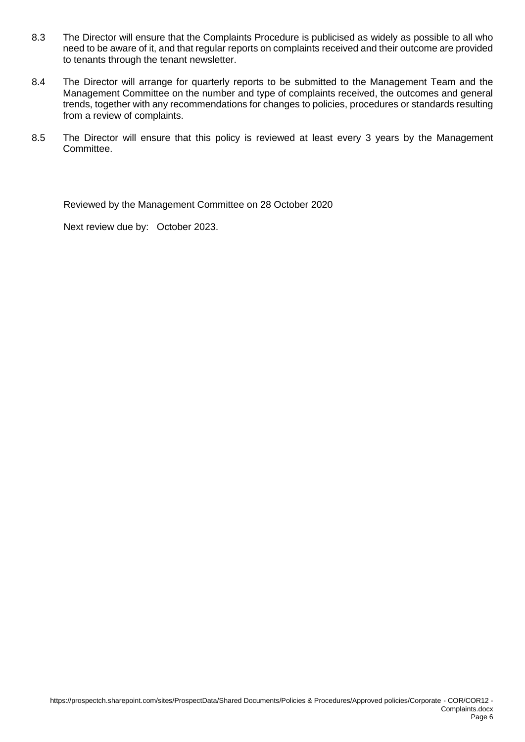8.3 The Director will ensure that the Complaints Procedure is publicised as widely as possible to all who need to be aware of it, and that regular reports on complaints received and their outcome are provided to tenants through the tenant newsletter.

8.4 The Director will arrange for quarterly reports to be submitted to the Management Team and the Management Committee on the number and type of complaints received, the outcomes and general trends, together with any recommendations for changes to policies, procedures or standards resulting from a review of complaints.

8.5 The Director will ensure that this policy is reviewed at least every 3 years by the Management Committee.

Reviewed by the Management Committee on 28 October 2020

Next review due by: October 2023.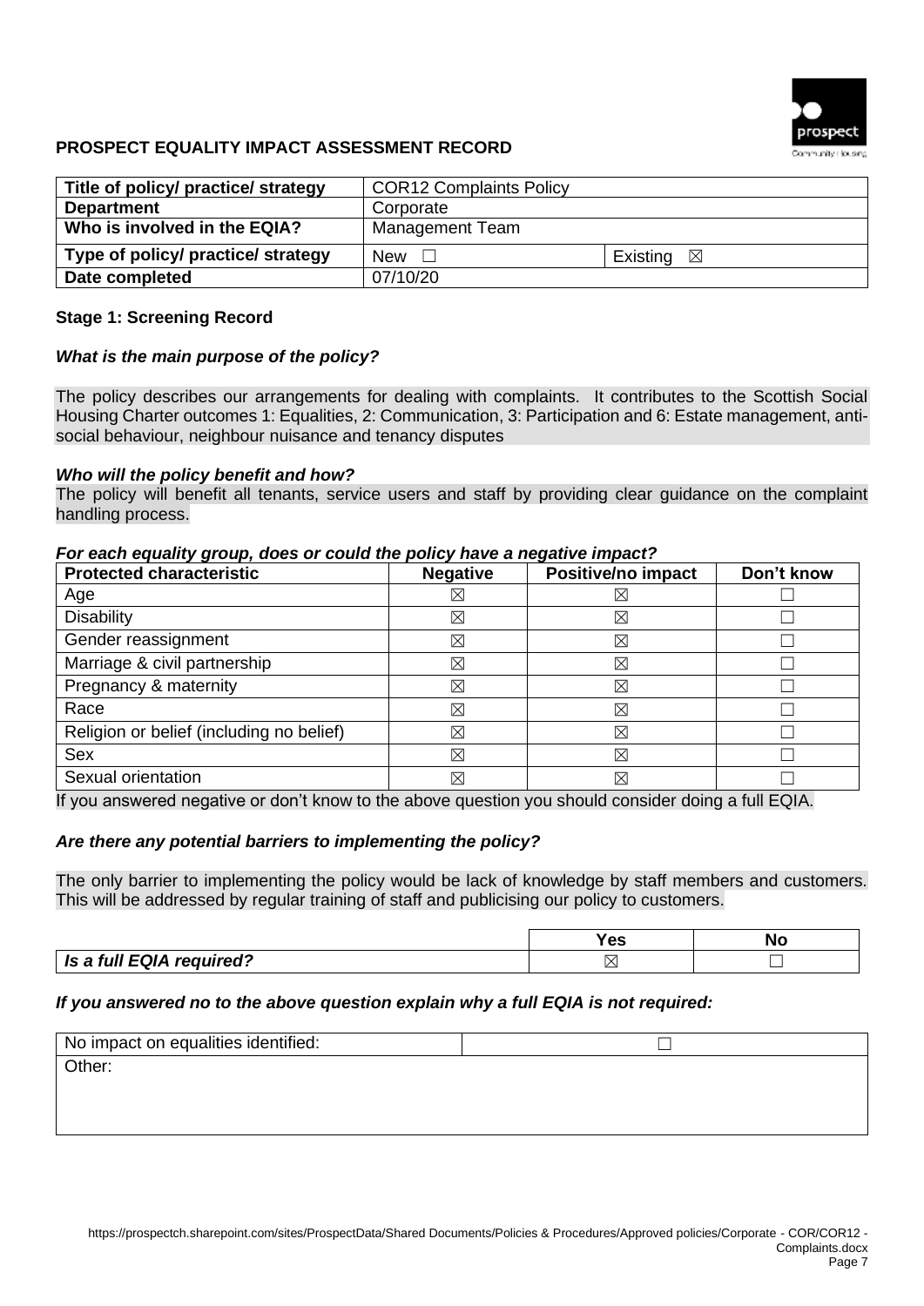**PROSPECT EQUALITY IMPACT ASSESSMENT RECORD**

| **Title of policy/ practice/ strategy** | COR12 Complaints Policy | |
|---|---|---|
| **Department** | Corporate | |
| **Who is involved in the EQIA?** | Management Team | |
| **Type of policy/ practice/ strategy** | New ☐ | Existing ☒ |
| **Date completed** | 07/10/20 | |

**Stage 1: Screening Record**

***What is the main purpose of the policy?***

The policy describes our arrangements for dealing with complaints. It contributes to the Scottish Social Housing Charter outcomes 1: Equalities, 2: Communication, 3: Participation and 6: Estate management, anti-social behaviour, neighbour nuisance and tenancy disputes

***Who will the policy benefit and how?***

The policy will benefit all tenants, service users and staff by providing clear guidance on the complaint handling process.

***For each equality group, does or could the policy have a negative impact?***

| Protected characteristic | Negative | Positive/no impact | Don't know |
|---|---|---|---|
| Age | ☒ | ☒ | ☐ |
| Disability | ☒ | ☒ | ☐ |
| Gender reassignment | ☒ | ☒ | ☐ |
| Marriage & civil partnership | ☒ | ☒ | ☐ |
| Pregnancy & maternity | ☒ | ☒ | ☐ |
| Race | ☒ | ☒ | ☐ |
| Religion or belief (including no belief) | ☒ | ☒ | ☐ |
| Sex | ☒ | ☒ | ☐ |
| Sexual orientation | ☒ | ☒ | ☐ |

If you answered negative or don't know to the above question you should consider doing a full EQIA.

***Are there any potential barriers to implementing the policy?***

The only barrier to implementing the policy would be lack of knowledge by staff members and customers. This will be addressed by regular training of staff and publicising our policy to customers.

| | Yes | No |
|---|---|---|
| ***Is a full EQIA required?*** | ☒ | ☐ |

***If you answered no to the above question explain why a full EQIA is not required:***

| No impact on equalities identified: | ☐ |
|---|---|
| Other: | |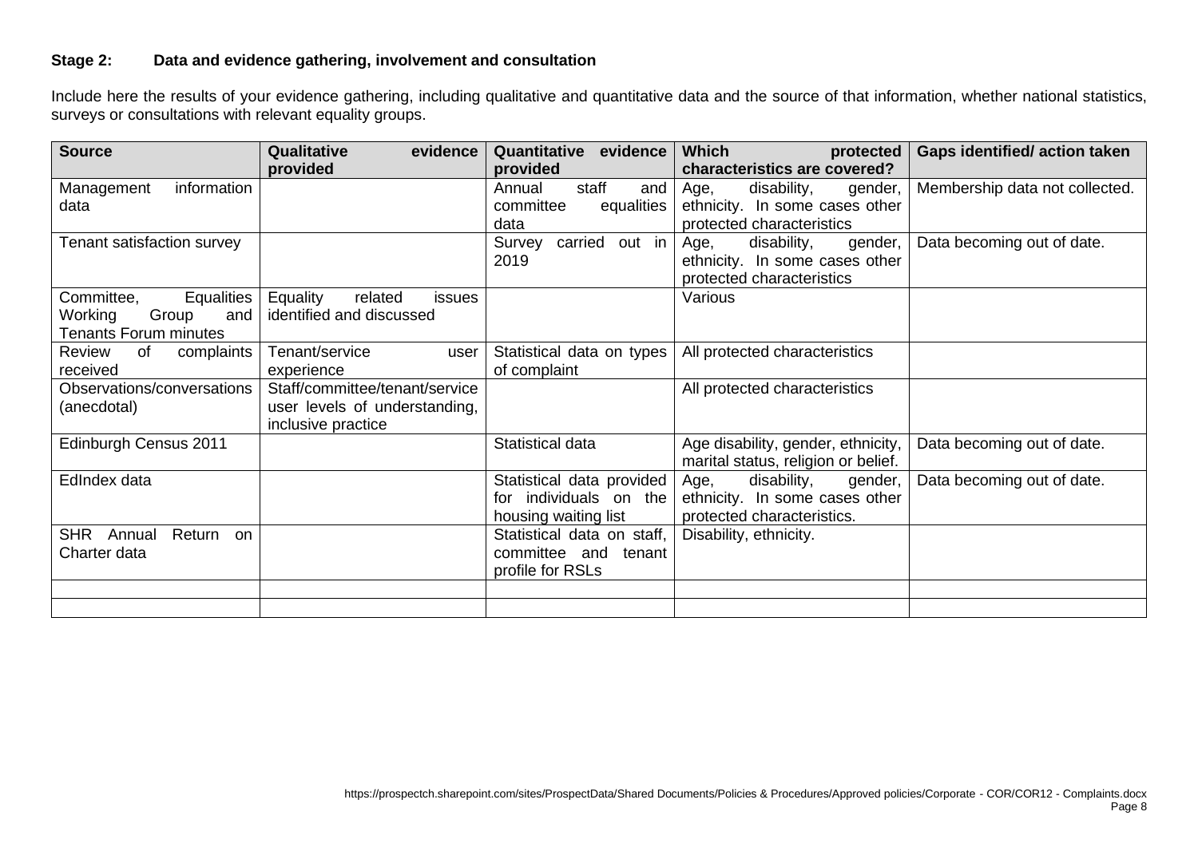**Stage 2: Data and evidence gathering, involvement and consultation**

Include here the results of your evidence gathering, including qualitative and quantitative data and the source of that information, whether national statistics, surveys or consultations with relevant equality groups.

| Source | Qualitative evidence provided | Quantitative evidence provided | Which protected characteristics are covered? | Gaps identified/ action taken |
|---|---|---|---|---|
| Management information data | | Annual staff and committee equalities data | Age, disability, gender, ethnicity. In some cases other protected characteristics | Membership data not collected. |
| Tenant satisfaction survey | | Survey carried out in 2019 | Age, disability, gender, ethnicity. In some cases other protected characteristics | Data becoming out of date. |
| Committee, Equalities Working Group and Tenants Forum minutes | Equality related issues identified and discussed | | Various | |
| Review of complaints received | Tenant/service user experience | Statistical data on types of complaint | All protected characteristics | |
| Observations/conversations (anecdotal) | Staff/committee/tenant/service user levels of understanding, inclusive practice | | All protected characteristics | |
| Edinburgh Census 2011 | | Statistical data | Age disability, gender, ethnicity, marital status, religion or belief. | Data becoming out of date. |
| EdIndex data | | Statistical data provided for individuals on the housing waiting list | Age, disability, gender, ethnicity. In some cases other protected characteristics. | Data becoming out of date. |
| SHR Annual Return on Charter data | | Statistical data on staff, committee and tenant profile for RSLs | Disability, ethnicity. | |
| | | | | |
| | | | | |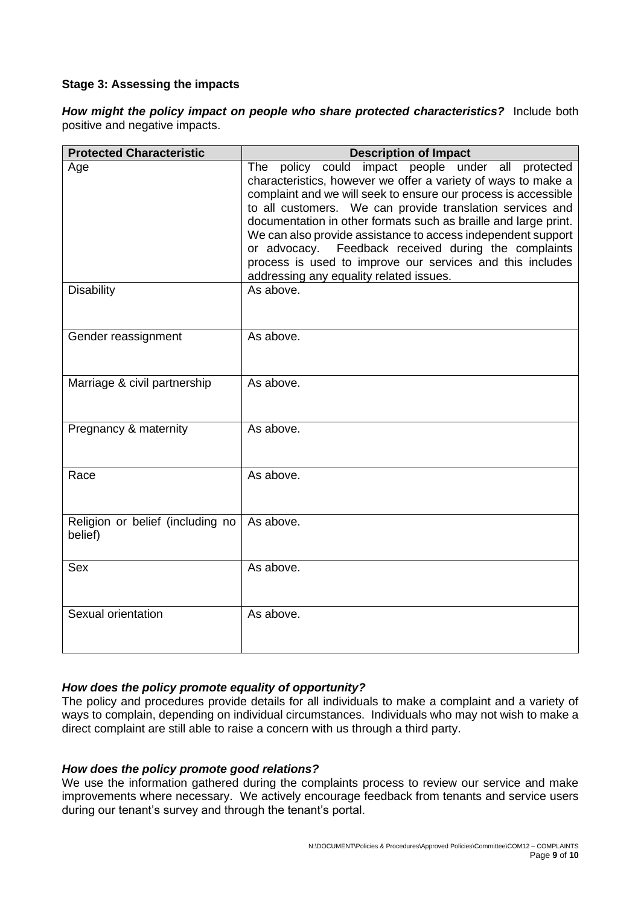**Stage 3: Assessing the impacts**

***How might the policy impact on people who share protected characteristics?*** Include both positive and negative impacts.

| Protected Characteristic | Description of Impact |
|---|---|
| Age | The policy could impact people under all protected characteristics, however we offer a variety of ways to make a complaint and we will seek to ensure our process is accessible to all customers. We can provide translation services and documentation in other formats such as braille and large print. We can also provide assistance to access independent support or advocacy. Feedback received during the complaints process is used to improve our services and this includes addressing any equality related issues. |
| Disability | As above. |
| Gender reassignment | As above. |
| Marriage & civil partnership | As above. |
| Pregnancy & maternity | As above. |
| Race | As above. |
| Religion or belief (including no belief) | As above. |
| Sex | As above. |
| Sexual orientation | As above. |

***How does the policy promote equality of opportunity?***

The policy and procedures provide details for all individuals to make a complaint and a variety of ways to complain, depending on individual circumstances. Individuals who may not wish to make a direct complaint are still able to raise a concern with us through a third party.

***How does the policy promote good relations?***

We use the information gathered during the complaints process to review our service and make improvements where necessary. We actively encourage feedback from tenants and service users during our tenant's survey and through the tenant's portal.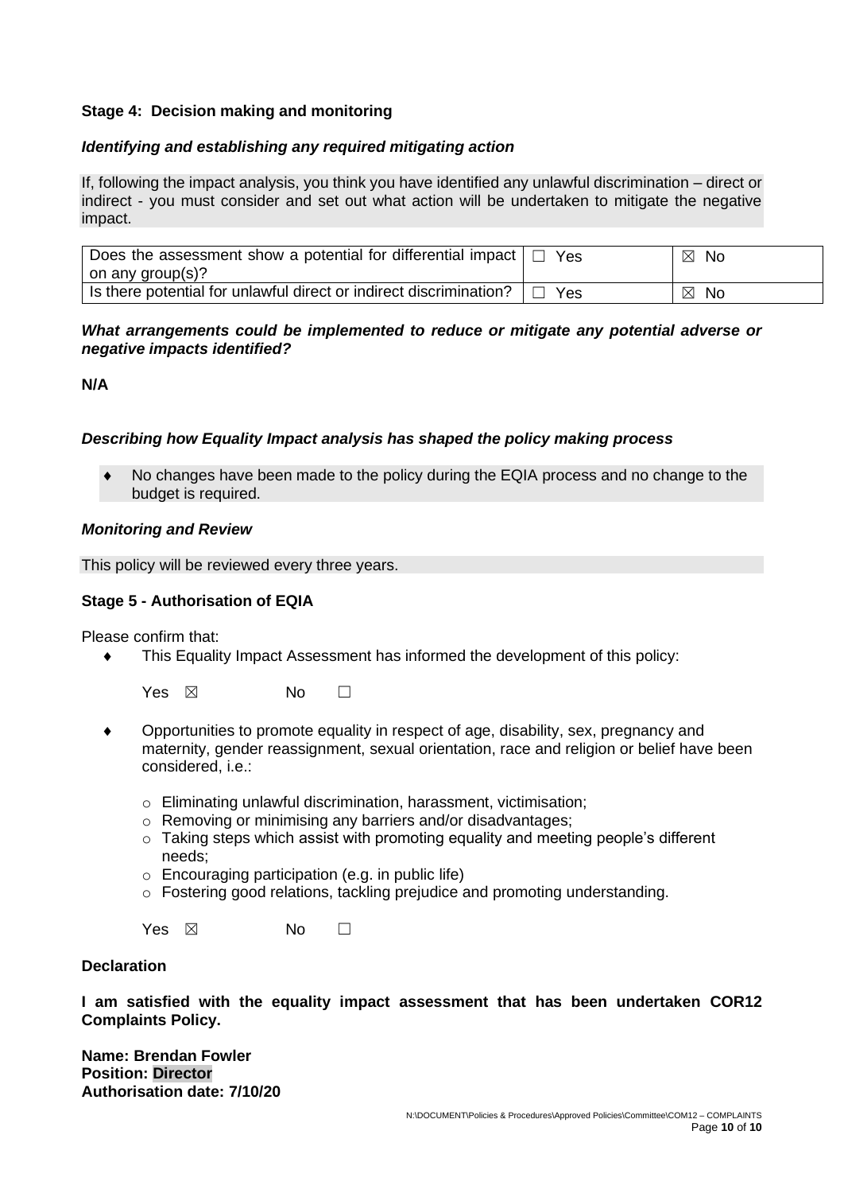### Stage 4: Decision making and monitoring

***Identifying and establishing any required mitigating action***

If, following the impact analysis, you think you have identified any unlawful discrimination – direct or indirect - you must consider and set out what action will be undertaken to mitigate the negative impact.

| | | |
|---|---|---|
| Does the assessment show a potential for differential impact on any group(s)? | ☐ Yes | ☒ No |
| Is there potential for unlawful direct or indirect discrimination? | ☐ Yes | ☒ No |

***What arrangements could be implemented to reduce or mitigate any potential adverse or negative impacts identified?***

**N/A**

***Describing how Equality Impact analysis has shaped the policy making process***

- No changes have been made to the policy during the EQIA process and no change to the budget is required.

***Monitoring and Review***

This policy will be reviewed every three years.

### Stage 5 - Authorisation of EQIA

Please confirm that:

- This Equality Impact Assessment has informed the development of this policy:

  Yes ☒ No ☐

- Opportunities to promote equality in respect of age, disability, sex, pregnancy and maternity, gender reassignment, sexual orientation, race and religion or belief have been considered, i.e.:
  - Eliminating unlawful discrimination, harassment, victimisation;
  - Removing or minimising any barriers and/or disadvantages;
  - Taking steps which assist with promoting equality and meeting people's different needs;
  - Encouraging participation (e.g. in public life)
  - Fostering good relations, tackling prejudice and promoting understanding.

  Yes ☒ No ☐

**Declaration**

**I am satisfied with the equality impact assessment that has been undertaken COR12 Complaints Policy.**

**Name: Brendan Fowler**
**Position: Director**
**Authorisation date: 7/10/20**

N:\DOCUMENT\Policies & Procedures\Approved Policies\Committee\COM12 – COMPLAINTS